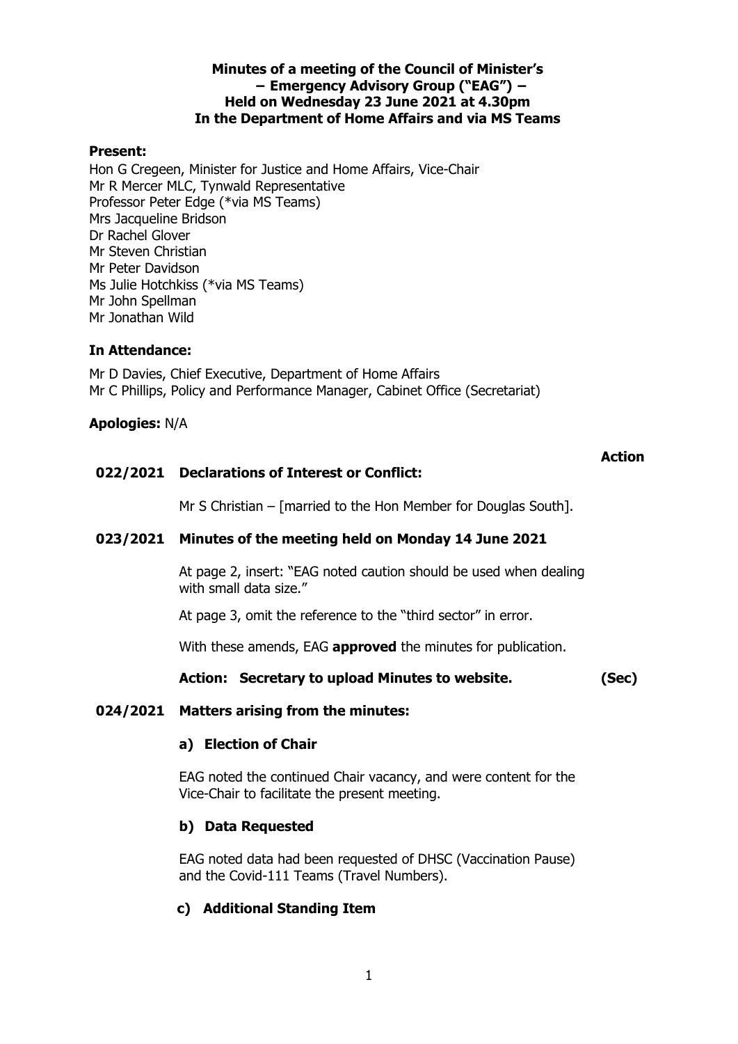**Minutes of a meeting of the Council of Minister's**
**– Emergency Advisory Group ("EAG") –**
**Held on Wednesday 23 June 2021 at 4.30pm**
**In the Department of Home Affairs and via MS Teams**

**Present:**

Hon G Cregeen, Minister for Justice and Home Affairs, Vice-Chair
Mr R Mercer MLC, Tynwald Representative
Professor Peter Edge (*via MS Teams)
Mrs Jacqueline Bridson
Dr Rachel Glover
Mr Steven Christian
Mr Peter Davidson
Ms Julie Hotchkiss (*via MS Teams)
Mr John Spellman
Mr Jonathan Wild

**In Attendance:**

Mr D Davies, Chief Executive, Department of Home Affairs
Mr C Phillips, Policy and Performance Manager, Cabinet Office (Secretariat)

**Apologies:** N/A

**Action**

**022/2021 Declarations of Interest or Conflict:**

Mr S Christian – [married to the Hon Member for Douglas South].

**023/2021 Minutes of the meeting held on Monday 14 June 2021**

At page 2, insert: "EAG noted caution should be used when dealing with small data size."

At page 3, omit the reference to the "third sector" in error.

With these amends, EAG **approved** the minutes for publication.

**Action: Secretary to upload Minutes to website. (Sec)**

**024/2021 Matters arising from the minutes:**

**a) Election of Chair**

EAG noted the continued Chair vacancy, and were content for the Vice-Chair to facilitate the present meeting.

**b) Data Requested**

EAG noted data had been requested of DHSC (Vaccination Pause) and the Covid-111 Teams (Travel Numbers).

**c) Additional Standing Item**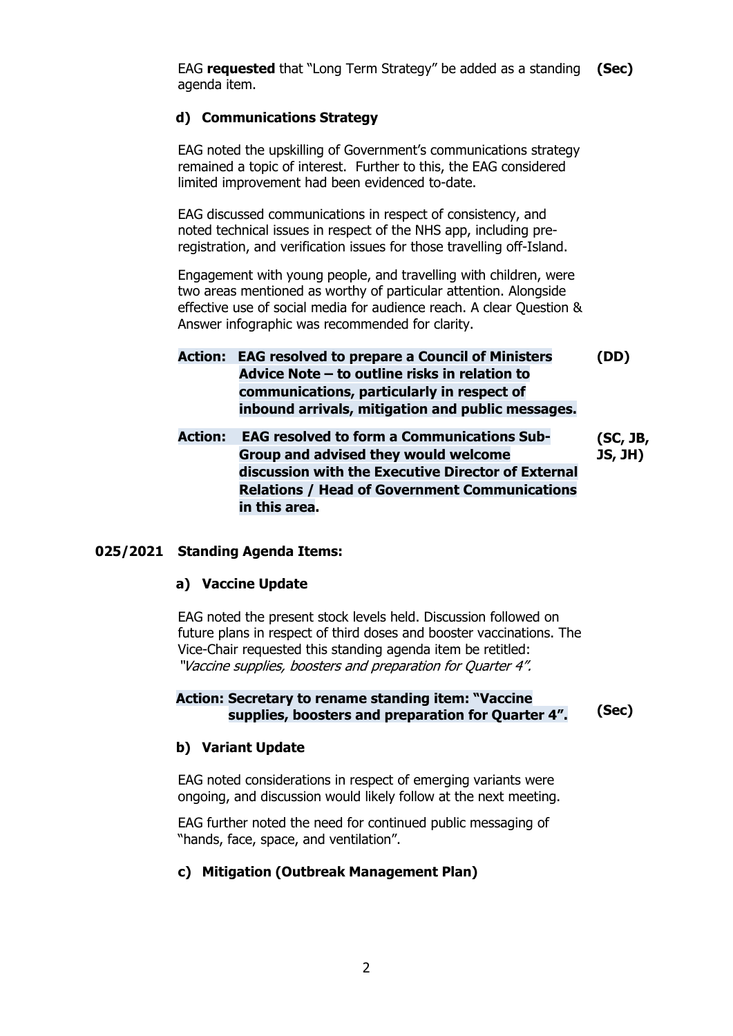EAG **requested** that "Long Term Strategy" be added as a standing agenda item. **(Sec)**

### d) Communications Strategy

EAG noted the upskilling of Government's communications strategy remained a topic of interest. Further to this, the EAG considered limited improvement had been evidenced to-date.

EAG discussed communications in respect of consistency, and noted technical issues in respect of the NHS app, including pre-registration, and verification issues for those travelling off-Island.

Engagement with young people, and travelling with children, were two areas mentioned as worthy of particular attention. Alongside effective use of social media for audience reach. A clear Question & Answer infographic was recommended for clarity.

**Action: EAG resolved to prepare a Council of Ministers Advice Note – to outline risks in relation to communications, particularly in respect of inbound arrivals, mitigation and public messages.** **(DD)**

**Action: EAG resolved to form a Communications Sub-Group and advised they would welcome discussion with the Executive Director of External Relations / Head of Government Communications in this area.** **(SC, JB, JS, JH)**

## 025/2021 Standing Agenda Items:

### a) Vaccine Update

EAG noted the present stock levels held. Discussion followed on future plans in respect of third doses and booster vaccinations. The Vice-Chair requested this standing agenda item be retitled: *"Vaccine supplies, boosters and preparation for Quarter 4".*

**Action: Secretary to rename standing item: "Vaccine supplies, boosters and preparation for Quarter 4".** **(Sec)**

### b) Variant Update

EAG noted considerations in respect of emerging variants were ongoing, and discussion would likely follow at the next meeting.

EAG further noted the need for continued public messaging of "hands, face, space, and ventilation".

### c) Mitigation (Outbreak Management Plan)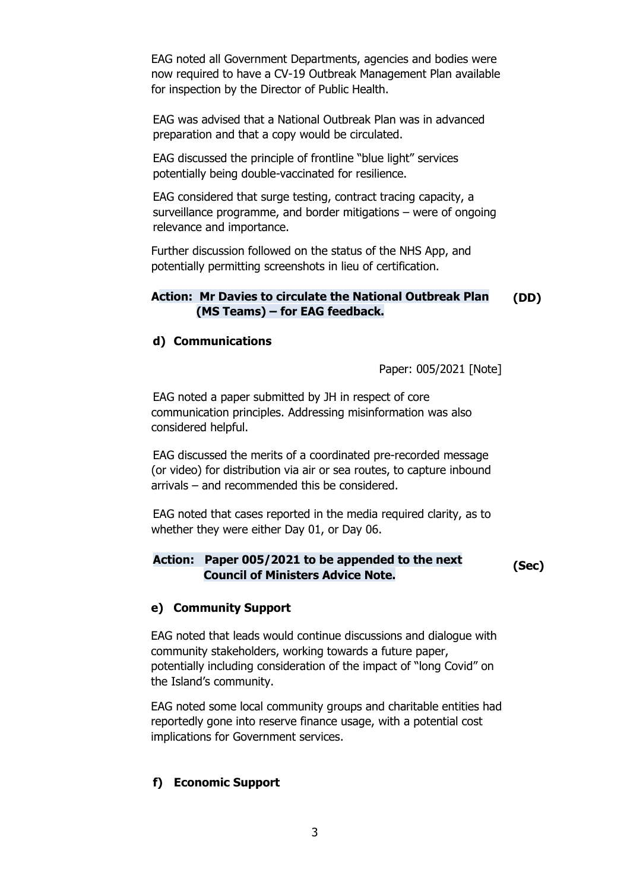EAG noted all Government Departments, agencies and bodies were now required to have a CV-19 Outbreak Management Plan available for inspection by the Director of Public Health.

EAG was advised that a National Outbreak Plan was in advanced preparation and that a copy would be circulated.

EAG discussed the principle of frontline "blue light" services potentially being double-vaccinated for resilience.

EAG considered that surge testing, contract tracing capacity, a surveillance programme, and border mitigations – were of ongoing relevance and importance.

Further discussion followed on the status of the NHS App, and potentially permitting screenshots in lieu of certification.

**Action: Mr Davies to circulate the National Outbreak Plan (MS Teams) – for EAG feedback.** **(DD)**

**d) Communications**

Paper: 005/2021 [Note]

EAG noted a paper submitted by JH in respect of core communication principles. Addressing misinformation was also considered helpful.

EAG discussed the merits of a coordinated pre-recorded message (or video) for distribution via air or sea routes, to capture inbound arrivals – and recommended this be considered.

EAG noted that cases reported in the media required clarity, as to whether they were either Day 01, or Day 06.

**Action: Paper 005/2021 to be appended to the next Council of Ministers Advice Note.** **(Sec)**

**e) Community Support**

EAG noted that leads would continue discussions and dialogue with community stakeholders, working towards a future paper, potentially including consideration of the impact of "long Covid" on the Island's community.

EAG noted some local community groups and charitable entities had reportedly gone into reserve finance usage, with a potential cost implications for Government services.

**f) Economic Support**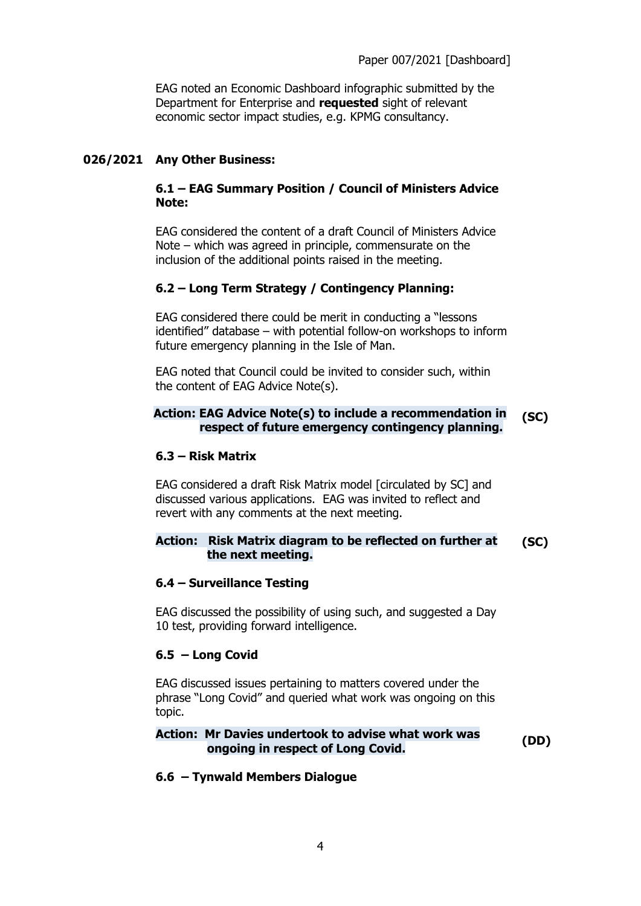Paper 007/2021 [Dashboard]

EAG noted an Economic Dashboard infographic submitted by the Department for Enterprise and **requested** sight of relevant economic sector impact studies, e.g. KPMG consultancy.

## 026/2021 Any Other Business:

### 6.1 – EAG Summary Position / Council of Ministers Advice Note:

EAG considered the content of a draft Council of Ministers Advice Note – which was agreed in principle, commensurate on the inclusion of the additional points raised in the meeting.

### 6.2 – Long Term Strategy / Contingency Planning:

EAG considered there could be merit in conducting a "lessons identified" database – with potential follow-on workshops to inform future emergency planning in the Isle of Man.

EAG noted that Council could be invited to consider such, within the content of EAG Advice Note(s).

**Action: EAG Advice Note(s) to include a recommendation in respect of future emergency contingency planning.** **(SC)**

### 6.3 – Risk Matrix

EAG considered a draft Risk Matrix model [circulated by SC] and discussed various applications. EAG was invited to reflect and revert with any comments at the next meeting.

**Action: Risk Matrix diagram to be reflected on further at the next meeting.** **(SC)**

### 6.4 – Surveillance Testing

EAG discussed the possibility of using such, and suggested a Day 10 test, providing forward intelligence.

### 6.5 – Long Covid

EAG discussed issues pertaining to matters covered under the phrase "Long Covid" and queried what work was ongoing on this topic.

**Action: Mr Davies undertook to advise what work was ongoing in respect of Long Covid.** **(DD)**

### 6.6 – Tynwald Members Dialogue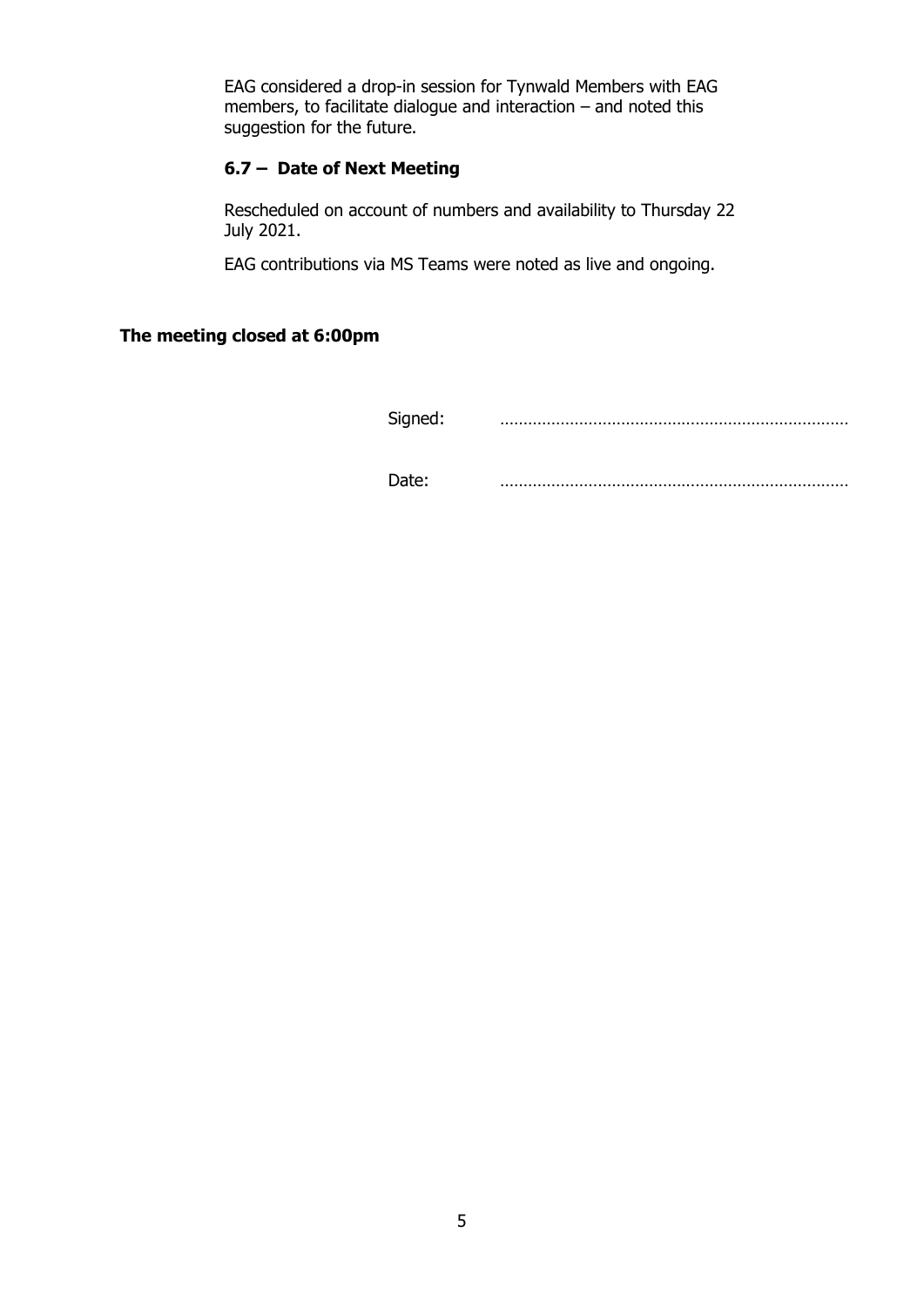EAG considered a drop-in session for Tynwald Members with EAG members, to facilitate dialogue and interaction – and noted this suggestion for the future.

### 6.7 – Date of Next Meeting

Rescheduled on account of numbers and availability to Thursday 22 July 2021.

EAG contributions via MS Teams were noted as live and ongoing.

**The meeting closed at 6:00pm**

Signed: ……………………………………………………………….

Date: ……………………………………………………………….